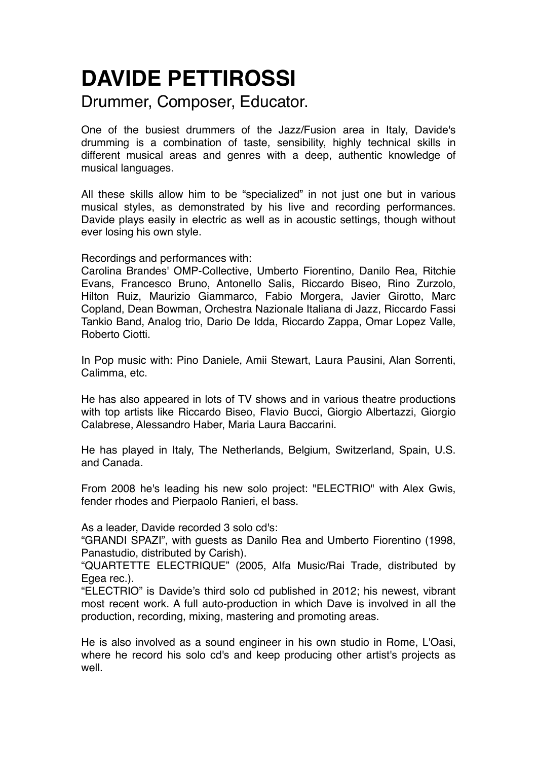# DAVIDE PETTIROSSI

Drummer, Composer, Educator.

One of the busiest drummers of the Jazz/Fusion area in Italy, Davide's drumming is a combination of taste, sensibility, highly technical skills in different musical areas and genres with a deep, authentic knowledge of musical languages.

All these skills allow him to be “specialized” in not just one but in various musical styles, as demonstrated by his live and recording performances. Davide plays easily in electric as well as in acoustic settings, though without ever losing his own style.

Recordings and performances with:
Carolina Brandes' OMP-Collective, Umberto Fiorentino, Danilo Rea, Ritchie Evans, Francesco Bruno, Antonello Salis, Riccardo Biseo, Rino Zurzolo, Hilton Ruiz, Maurizio Giammarco, Fabio Morgera, Javier Girotto, Marc Copland, Dean Bowman, Orchestra Nazionale Italiana di Jazz, Riccardo Fassi Tankio Band, Analog trio, Dario De Idda, Riccardo Zappa, Omar Lopez Valle, Roberto Ciotti.

In Pop music with: Pino Daniele, Amii Stewart, Laura Pausini, Alan Sorrenti, Calimma, etc.

He has also appeared in lots of TV shows and in various theatre productions with top artists like Riccardo Biseo, Flavio Bucci, Giorgio Albertazzi, Giorgio Calabrese, Alessandro Haber, Maria Laura Baccarini.

He has played in Italy, The Netherlands, Belgium, Switzerland, Spain, U.S. and Canada.

From 2008 he's leading his new solo project: "ELECTRIO" with Alex Gwis, fender rhodes and Pierpaolo Ranieri, el bass.

As a leader, Davide recorded 3 solo cd's:
“GRANDI SPAZI”, with guests as Danilo Rea and Umberto Fiorentino (1998, Panastudio, distributed by Carish).
“QUARTETTE ELECTRIQUE” (2005, Alfa Music/Rai Trade, distributed by Egea rec.).
“ELECTRIO” is Davide’s third solo cd published in 2012; his newest, vibrant most recent work. A full auto-production in which Dave is involved in all the production, recording, mixing, mastering and promoting areas.

He is also involved as a sound engineer in his own studio in Rome, L'Oasi, where he record his solo cd's and keep producing other artist's projects as well.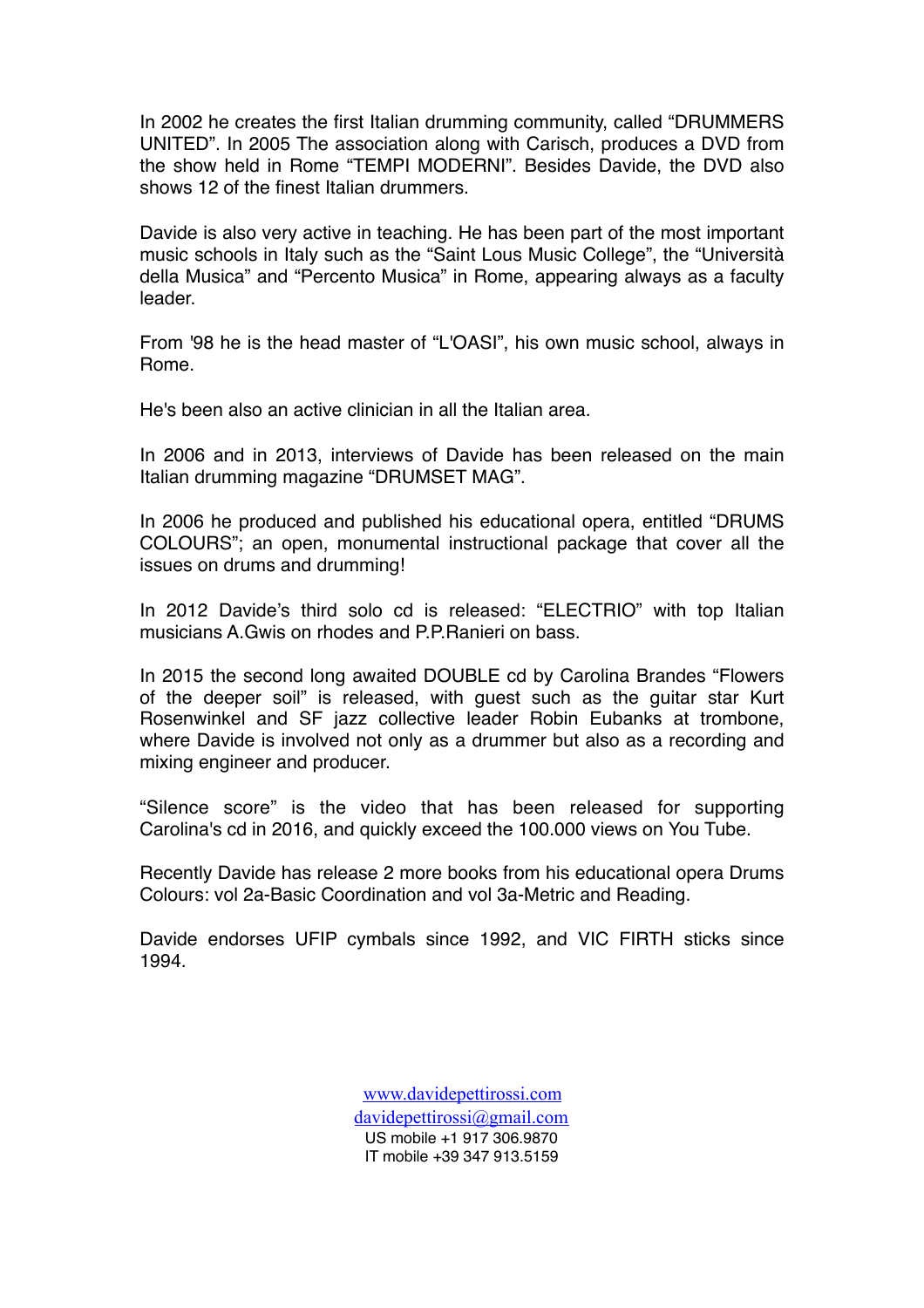In 2002 he creates the first Italian drumming community, called "DRUMMERS UNITED". In 2005 The association along with Carisch, produces a DVD from the show held in Rome "TEMPI MODERNI". Besides Davide, the DVD also shows 12 of the finest Italian drummers.

Davide is also very active in teaching. He has been part of the most important music schools in Italy such as the "Saint Lous Music College", the "Università della Musica" and "Percento Musica" in Rome, appearing always as a faculty leader.

From '98 he is the head master of "L'OASI", his own music school, always in Rome.

He's been also an active clinician in all the Italian area.

In 2006 and in 2013, interviews of Davide has been released on the main Italian drumming magazine "DRUMSET MAG".

In 2006 he produced and published his educational opera, entitled "DRUMS COLOURS"; an open, monumental instructional package that cover all the issues on drums and drumming!

In 2012 Davide's third solo cd is released: "ELECTRIO" with top Italian musicians A.Gwis on rhodes and P.P.Ranieri on bass.

In 2015 the second long awaited DOUBLE cd by Carolina Brandes "Flowers of the deeper soil" is released, with guest such as the guitar star Kurt Rosenwinkel and SF jazz collective leader Robin Eubanks at trombone, where Davide is involved not only as a drummer but also as a recording and mixing engineer and producer.

"Silence score" is the video that has been released for supporting Carolina's cd in 2016, and quickly exceed the 100.000 views on You Tube.

Recently Davide has release 2 more books from his educational opera Drums Colours: vol 2a-Basic Coordination and vol 3a-Metric and Reading.

Davide endorses UFIP cymbals since 1992, and VIC FIRTH sticks since 1994.

www.davidepettirossi.com
davidepettirossi@gmail.com
US mobile +1 917 306.9870
IT mobile +39 347 913.5159